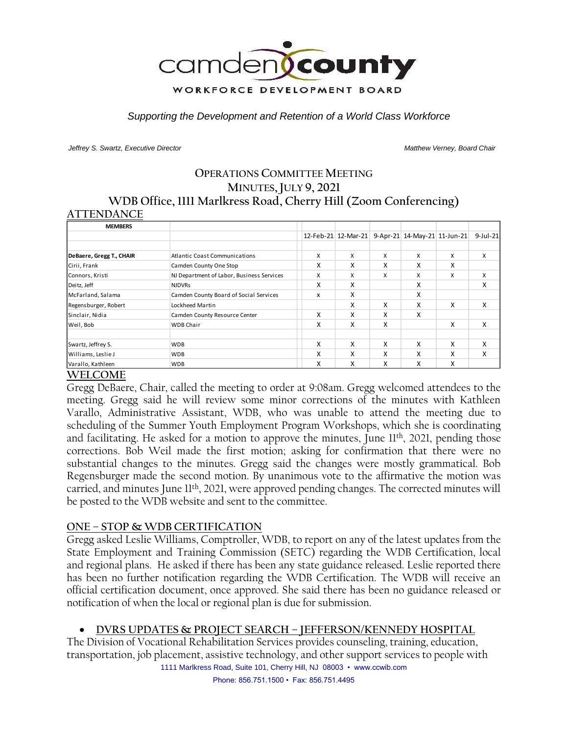camden county

WORKFORCE DEVELOPMENT BOARD

*Supporting the Development and Retention of a World Class Workforce*

*Jeffrey S. Swartz, Executive Director* *Matthew Verney, Board Chair*

# OPERATIONS COMMITTEE MEETING
## MINUTES, JULY 9, 2021
## WDB Office, 1111 Marlkress Road, Cherry Hill (Zoom Conferencing)

## ATTENDANCE

| MEMBERS | | 12-Feb-21 | 12-Mar-21 | 9-Apr-21 | 14-May-21 | 11-Jun-21 | 9-Jul-21 |
|---|---|---|---|---|---|---|---|
| **DeBaere, Gregg T., CHAIR** | Atlantic Coast Communications | X | X | X | X | X | X |
| Cirii, Frank | Camden County One Stop | X | X | X | X | X | |
| Connors, Kristi | NJ Department of Labor, Business Services | X | X | X | X | X | X |
| Deitz, Jeff | NJDVRs | X | X | | X | | X |
| McFarland, Salama | Camden County Board of Social Services | x | X | | X | | |
| Regensburger, Robert | Lockheed Martin | | X | X | X | X | X |
| Sinclair, Nidia | Camden County Resource Center | X | X | X | X | | |
| Weil, Bob | WDB Chair | X | X | X | | X | X |
| | | | | | | | |
| Swartz, Jeffrey S. | WDB | X | X | X | X | X | X |
| Williams, Leslie J | WDB | X | X | X | X | X | X |
| Varallo, Kathleen | WDB | X | X | X | X | X | |

## WELCOME

Gregg DeBaere, Chair, called the meeting to order at 9:08am. Gregg welcomed attendees to the meeting. Gregg said he will review some minor corrections of the minutes with Kathleen Varallo, Administrative Assistant, WDB, who was unable to attend the meeting due to scheduling of the Summer Youth Employment Program Workshops, which she is coordinating and facilitating. He asked for a motion to approve the minutes, June 11th, 2021, pending those corrections. Bob Weil made the first motion; asking for confirmation that there were no substantial changes to the minutes. Gregg said the changes were mostly grammatical. Bob Regensburger made the second motion. By unanimous vote to the affirmative the motion was carried, and minutes June 11th, 2021, were approved pending changes. The corrected minutes will be posted to the WDB website and sent to the committee.

## ONE – STOP & WDB CERTIFICATION

Gregg asked Leslie Williams, Comptroller, WDB, to report on any of the latest updates from the State Employment and Training Commission (SETC) regarding the WDB Certification, local and regional plans. He asked if there has been any state guidance released. Leslie reported there has been no further notification regarding the WDB Certification. The WDB will receive an official certification document, once approved. She said there has been no guidance released or notification of when the local or regional plan is due for submission.

- **DVRS UPDATES & PROJECT SEARCH – JEFFERSON/KENNEDY HOSPITAL**

The Division of Vocational Rehabilitation Services provides counseling, training, education, transportation, job placement, assistive technology, and other support services to people with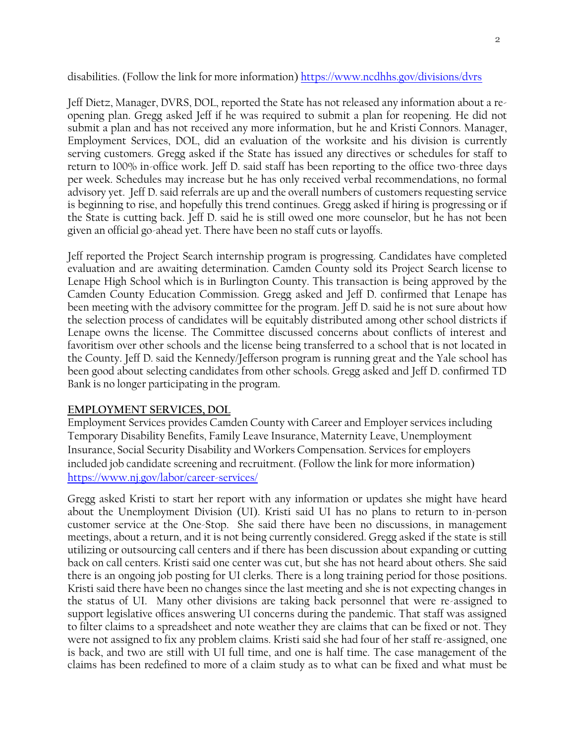disabilities. (Follow the link for more information) https://www.ncdhhs.gov/divisions/dvrs

Jeff Dietz, Manager, DVRS, DOL, reported the State has not released any information about a re-opening plan. Gregg asked Jeff if he was required to submit a plan for reopening. He did not submit a plan and has not received any more information, but he and Kristi Connors. Manager, Employment Services, DOL, did an evaluation of the worksite and his division is currently serving customers. Gregg asked if the State has issued any directives or schedules for staff to return to 100% in-office work. Jeff D. said staff has been reporting to the office two-three days per week. Schedules may increase but he has only received verbal recommendations, no formal advisory yet. Jeff D. said referrals are up and the overall numbers of customers requesting service is beginning to rise, and hopefully this trend continues. Gregg asked if hiring is progressing or if the State is cutting back. Jeff D. said he is still owed one more counselor, but he has not been given an official go-ahead yet. There have been no staff cuts or layoffs.

Jeff reported the Project Search internship program is progressing. Candidates have completed evaluation and are awaiting determination. Camden County sold its Project Search license to Lenape High School which is in Burlington County. This transaction is being approved by the Camden County Education Commission. Gregg asked and Jeff D. confirmed that Lenape has been meeting with the advisory committee for the program. Jeff D. said he is not sure about how the selection process of candidates will be equitably distributed among other school districts if Lenape owns the license. The Committee discussed concerns about conflicts of interest and favoritism over other schools and the license being transferred to a school that is not located in the County. Jeff D. said the Kennedy/Jefferson program is running great and the Yale school has been good about selecting candidates from other schools. Gregg asked and Jeff D. confirmed TD Bank is no longer participating in the program.

## EMPLOYMENT SERVICES, DOL

Employment Services provides Camden County with Career and Employer services including Temporary Disability Benefits, Family Leave Insurance, Maternity Leave, Unemployment Insurance, Social Security Disability and Workers Compensation. Services for employers included job candidate screening and recruitment. (Follow the link for more information) https://www.nj.gov/labor/career-services/

Gregg asked Kristi to start her report with any information or updates she might have heard about the Unemployment Division (UI). Kristi said UI has no plans to return to in-person customer service at the One-Stop. She said there have been no discussions, in management meetings, about a return, and it is not being currently considered. Gregg asked if the state is still utilizing or outsourcing call centers and if there has been discussion about expanding or cutting back on call centers. Kristi said one center was cut, but she has not heard about others. She said there is an ongoing job posting for UI clerks. There is a long training period for those positions. Kristi said there have been no changes since the last meeting and she is not expecting changes in the status of UI. Many other divisions are taking back personnel that were re-assigned to support legislative offices answering UI concerns during the pandemic. That staff was assigned to filter claims to a spreadsheet and note weather they are claims that can be fixed or not. They were not assigned to fix any problem claims. Kristi said she had four of her staff re-assigned, one is back, and two are still with UI full time, and one is half time. The case management of the claims has been redefined to more of a claim study as to what can be fixed and what must be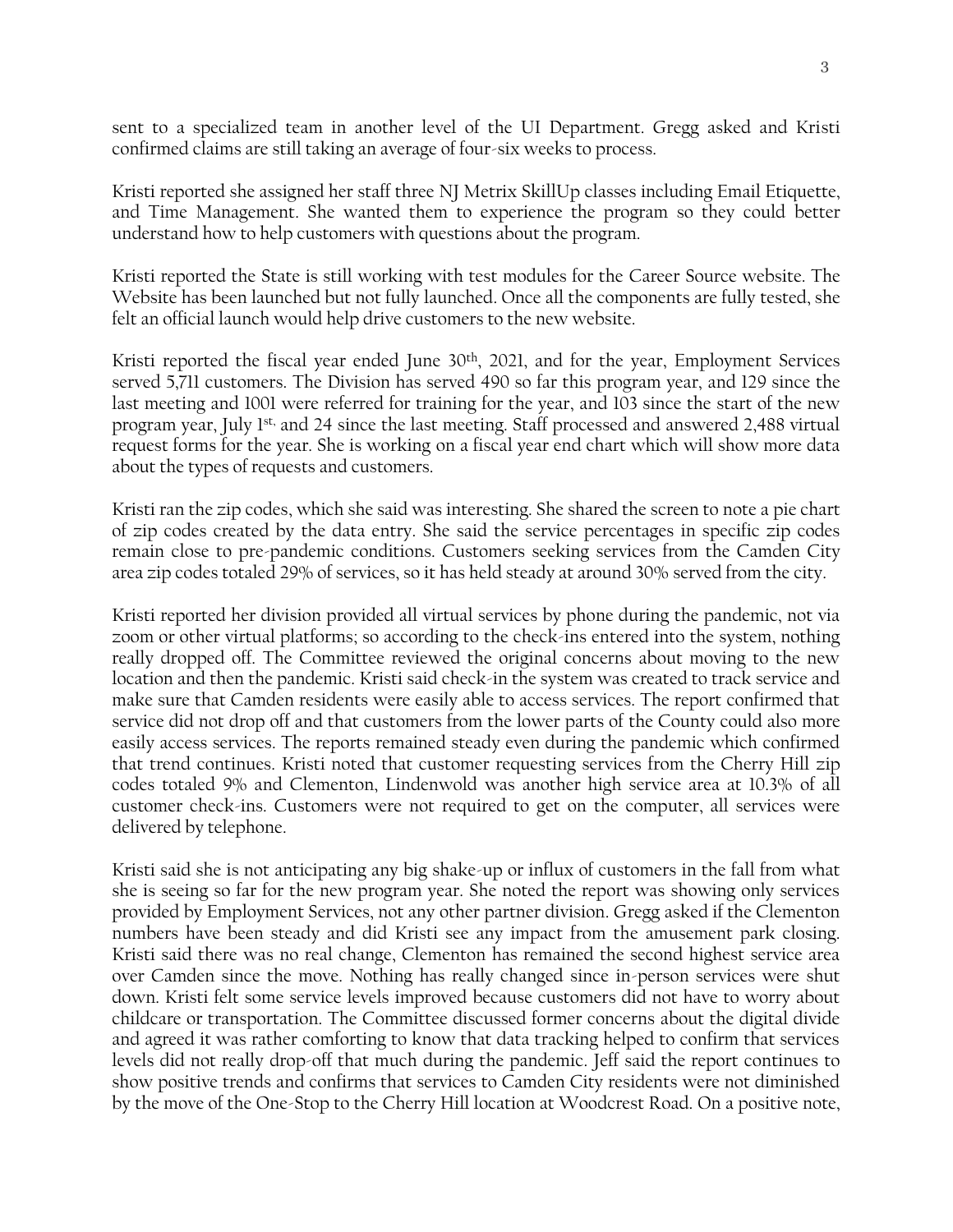sent to a specialized team in another level of the UI Department. Gregg asked and Kristi confirmed claims are still taking an average of four-six weeks to process.

Kristi reported she assigned her staff three NJ Metrix SkillUp classes including Email Etiquette, and Time Management. She wanted them to experience the program so they could better understand how to help customers with questions about the program.

Kristi reported the State is still working with test modules for the Career Source website. The Website has been launched but not fully launched. Once all the components are fully tested, she felt an official launch would help drive customers to the new website.

Kristi reported the fiscal year ended June 30th, 2021, and for the year, Employment Services served 5,711 customers. The Division has served 490 so far this program year, and 129 since the last meeting and 1001 were referred for training for the year, and 103 since the start of the new program year, July 1st, and 24 since the last meeting. Staff processed and answered 2,488 virtual request forms for the year. She is working on a fiscal year end chart which will show more data about the types of requests and customers.

Kristi ran the zip codes, which she said was interesting. She shared the screen to note a pie chart of zip codes created by the data entry. She said the service percentages in specific zip codes remain close to pre-pandemic conditions. Customers seeking services from the Camden City area zip codes totaled 29% of services, so it has held steady at around 30% served from the city.

Kristi reported her division provided all virtual services by phone during the pandemic, not via zoom or other virtual platforms; so according to the check-ins entered into the system, nothing really dropped off. The Committee reviewed the original concerns about moving to the new location and then the pandemic. Kristi said check-in the system was created to track service and make sure that Camden residents were easily able to access services. The report confirmed that service did not drop off and that customers from the lower parts of the County could also more easily access services. The reports remained steady even during the pandemic which confirmed that trend continues. Kristi noted that customer requesting services from the Cherry Hill zip codes totaled 9% and Clementon, Lindenwold was another high service area at 10.3% of all customer check-ins. Customers were not required to get on the computer, all services were delivered by telephone.

Kristi said she is not anticipating any big shake-up or influx of customers in the fall from what she is seeing so far for the new program year. She noted the report was showing only services provided by Employment Services, not any other partner division. Gregg asked if the Clementon numbers have been steady and did Kristi see any impact from the amusement park closing. Kristi said there was no real change, Clementon has remained the second highest service area over Camden since the move. Nothing has really changed since in-person services were shut down. Kristi felt some service levels improved because customers did not have to worry about childcare or transportation. The Committee discussed former concerns about the digital divide and agreed it was rather comforting to know that data tracking helped to confirm that services levels did not really drop-off that much during the pandemic. Jeff said the report continues to show positive trends and confirms that services to Camden City residents were not diminished by the move of the One-Stop to the Cherry Hill location at Woodcrest Road. On a positive note,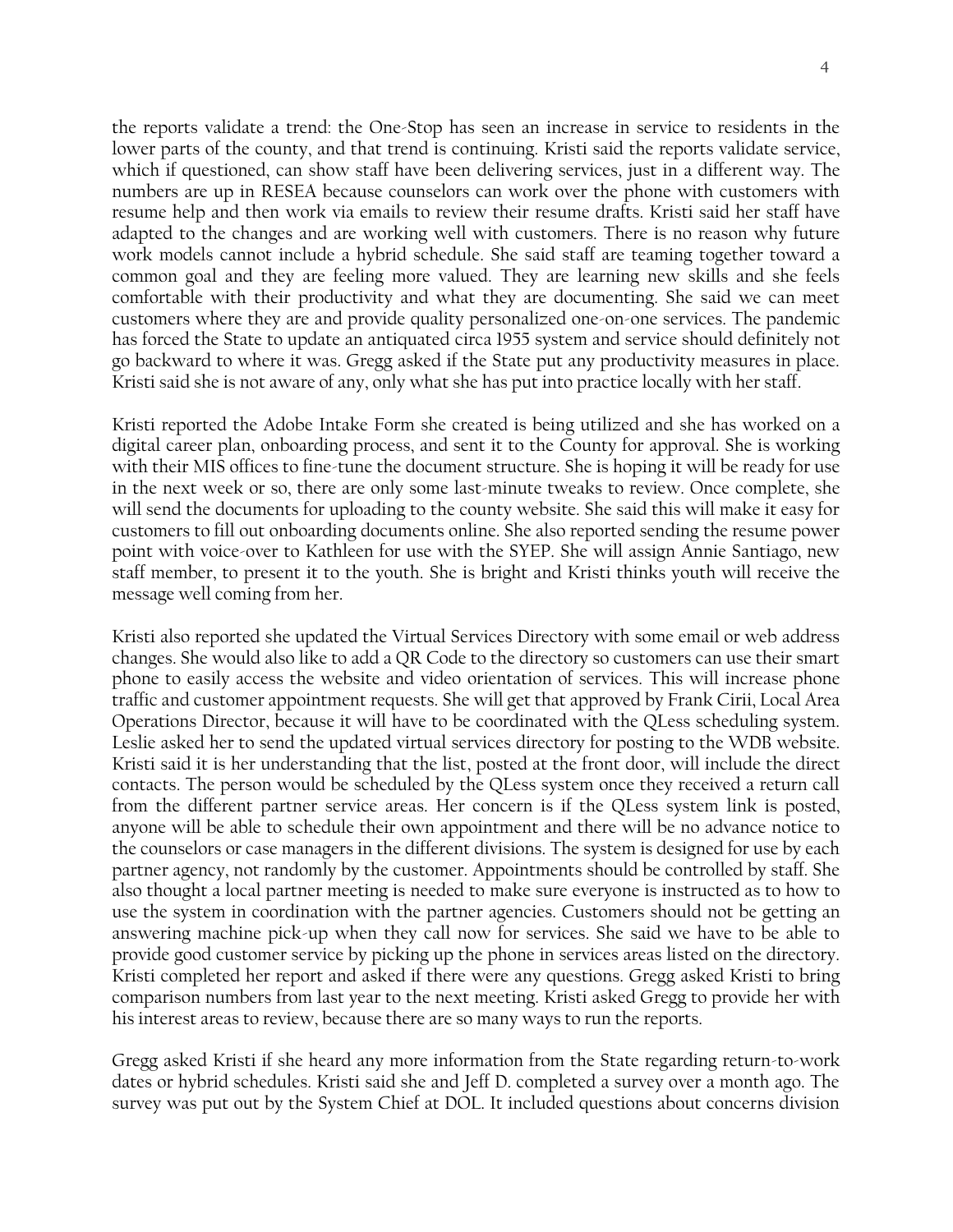the reports validate a trend: the One-Stop has seen an increase in service to residents in the lower parts of the county, and that trend is continuing. Kristi said the reports validate service, which if questioned, can show staff have been delivering services, just in a different way. The numbers are up in RESEA because counselors can work over the phone with customers with resume help and then work via emails to review their resume drafts. Kristi said her staff have adapted to the changes and are working well with customers. There is no reason why future work models cannot include a hybrid schedule. She said staff are teaming together toward a common goal and they are feeling more valued. They are learning new skills and she feels comfortable with their productivity and what they are documenting. She said we can meet customers where they are and provide quality personalized one-on-one services. The pandemic has forced the State to update an antiquated circa 1955 system and service should definitely not go backward to where it was. Gregg asked if the State put any productivity measures in place. Kristi said she is not aware of any, only what she has put into practice locally with her staff.

Kristi reported the Adobe Intake Form she created is being utilized and she has worked on a digital career plan, onboarding process, and sent it to the County for approval. She is working with their MIS offices to fine-tune the document structure. She is hoping it will be ready for use in the next week or so, there are only some last-minute tweaks to review. Once complete, she will send the documents for uploading to the county website. She said this will make it easy for customers to fill out onboarding documents online. She also reported sending the resume power point with voice-over to Kathleen for use with the SYEP. She will assign Annie Santiago, new staff member, to present it to the youth. She is bright and Kristi thinks youth will receive the message well coming from her.

Kristi also reported she updated the Virtual Services Directory with some email or web address changes. She would also like to add a QR Code to the directory so customers can use their smart phone to easily access the website and video orientation of services. This will increase phone traffic and customer appointment requests. She will get that approved by Frank Cirii, Local Area Operations Director, because it will have to be coordinated with the QLess scheduling system. Leslie asked her to send the updated virtual services directory for posting to the WDB website. Kristi said it is her understanding that the list, posted at the front door, will include the direct contacts. The person would be scheduled by the QLess system once they received a return call from the different partner service areas. Her concern is if the QLess system link is posted, anyone will be able to schedule their own appointment and there will be no advance notice to the counselors or case managers in the different divisions. The system is designed for use by each partner agency, not randomly by the customer. Appointments should be controlled by staff. She also thought a local partner meeting is needed to make sure everyone is instructed as to how to use the system in coordination with the partner agencies. Customers should not be getting an answering machine pick-up when they call now for services. She said we have to be able to provide good customer service by picking up the phone in services areas listed on the directory. Kristi completed her report and asked if there were any questions. Gregg asked Kristi to bring comparison numbers from last year to the next meeting. Kristi asked Gregg to provide her with his interest areas to review, because there are so many ways to run the reports.

Gregg asked Kristi if she heard any more information from the State regarding return-to-work dates or hybrid schedules. Kristi said she and Jeff D. completed a survey over a month ago. The survey was put out by the System Chief at DOL. It included questions about concerns division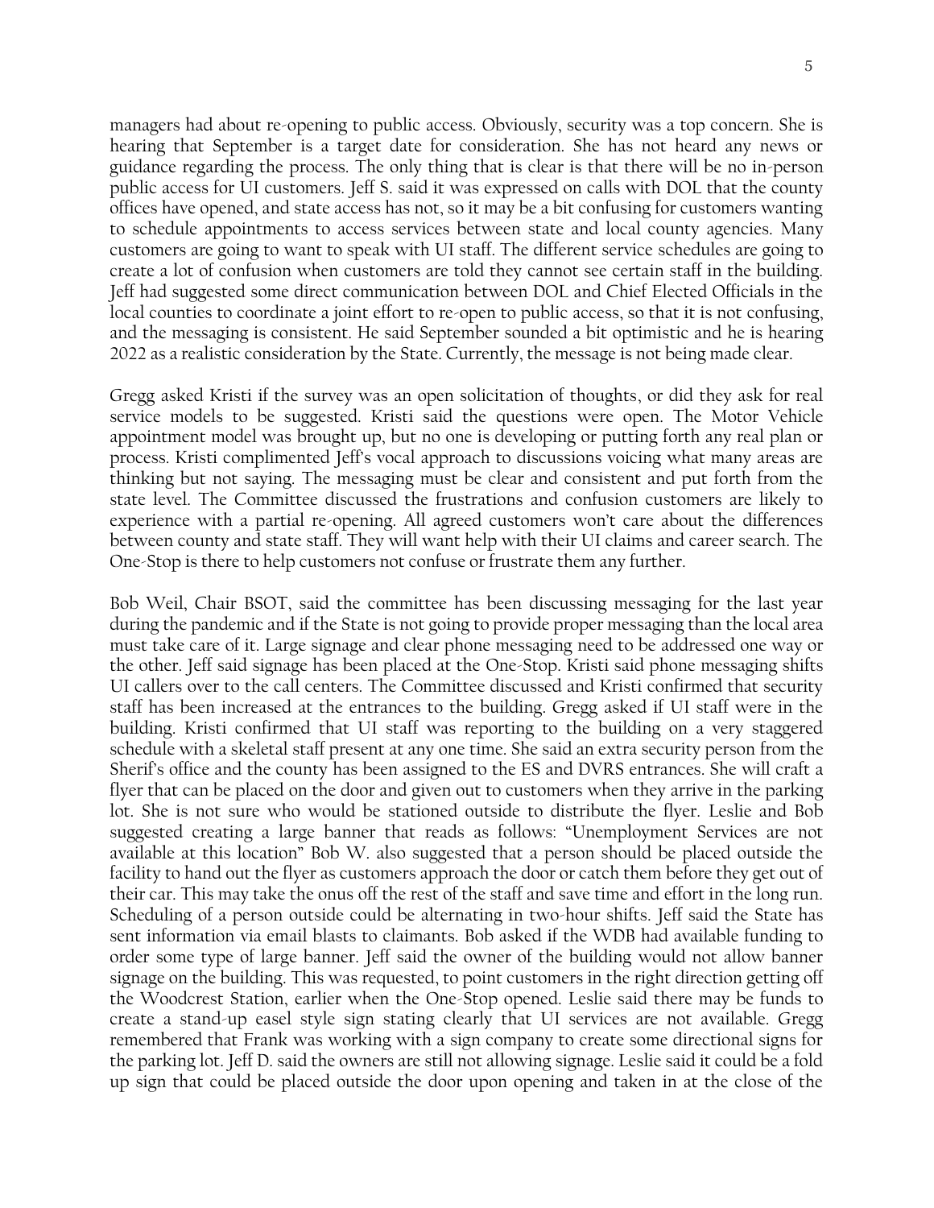managers had about re-opening to public access. Obviously, security was a top concern. She is hearing that September is a target date for consideration. She has not heard any news or guidance regarding the process. The only thing that is clear is that there will be no in-person public access for UI customers. Jeff S. said it was expressed on calls with DOL that the county offices have opened, and state access has not, so it may be a bit confusing for customers wanting to schedule appointments to access services between state and local county agencies. Many customers are going to want to speak with UI staff. The different service schedules are going to create a lot of confusion when customers are told they cannot see certain staff in the building. Jeff had suggested some direct communication between DOL and Chief Elected Officials in the local counties to coordinate a joint effort to re-open to public access, so that it is not confusing, and the messaging is consistent. He said September sounded a bit optimistic and he is hearing 2022 as a realistic consideration by the State. Currently, the message is not being made clear.

Gregg asked Kristi if the survey was an open solicitation of thoughts, or did they ask for real service models to be suggested. Kristi said the questions were open. The Motor Vehicle appointment model was brought up, but no one is developing or putting forth any real plan or process. Kristi complimented Jeff's vocal approach to discussions voicing what many areas are thinking but not saying. The messaging must be clear and consistent and put forth from the state level. The Committee discussed the frustrations and confusion customers are likely to experience with a partial re-opening. All agreed customers won't care about the differences between county and state staff. They will want help with their UI claims and career search. The One-Stop is there to help customers not confuse or frustrate them any further.

Bob Weil, Chair BSOT, said the committee has been discussing messaging for the last year during the pandemic and if the State is not going to provide proper messaging than the local area must take care of it. Large signage and clear phone messaging need to be addressed one way or the other. Jeff said signage has been placed at the One-Stop. Kristi said phone messaging shifts UI callers over to the call centers. The Committee discussed and Kristi confirmed that security staff has been increased at the entrances to the building. Gregg asked if UI staff were in the building. Kristi confirmed that UI staff was reporting to the building on a very staggered schedule with a skeletal staff present at any one time. She said an extra security person from the Sherif's office and the county has been assigned to the ES and DVRS entrances. She will craft a flyer that can be placed on the door and given out to customers when they arrive in the parking lot. She is not sure who would be stationed outside to distribute the flyer. Leslie and Bob suggested creating a large banner that reads as follows: "Unemployment Services are not available at this location" Bob W. also suggested that a person should be placed outside the facility to hand out the flyer as customers approach the door or catch them before they get out of their car. This may take the onus off the rest of the staff and save time and effort in the long run. Scheduling of a person outside could be alternating in two-hour shifts. Jeff said the State has sent information via email blasts to claimants. Bob asked if the WDB had available funding to order some type of large banner. Jeff said the owner of the building would not allow banner signage on the building. This was requested, to point customers in the right direction getting off the Woodcrest Station, earlier when the One-Stop opened. Leslie said there may be funds to create a stand-up easel style sign stating clearly that UI services are not available. Gregg remembered that Frank was working with a sign company to create some directional signs for the parking lot. Jeff D. said the owners are still not allowing signage. Leslie said it could be a fold up sign that could be placed outside the door upon opening and taken in at the close of the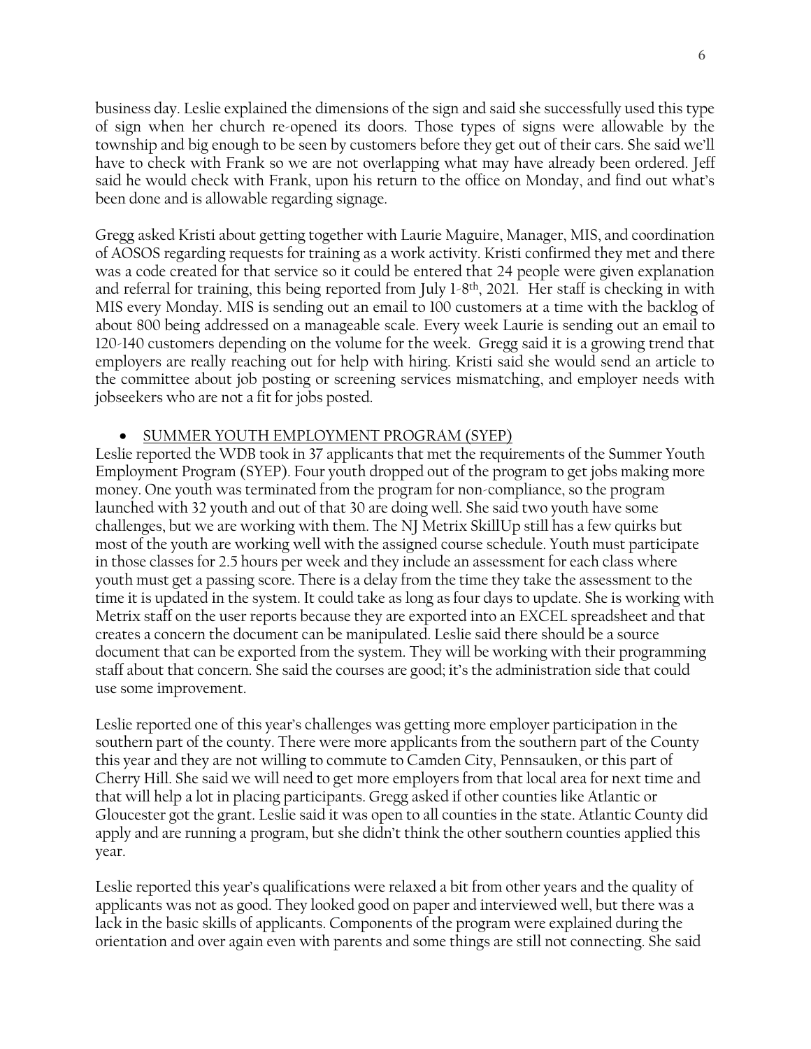business day. Leslie explained the dimensions of the sign and said she successfully used this type of sign when her church re-opened its doors. Those types of signs were allowable by the township and big enough to be seen by customers before they get out of their cars. She said we'll have to check with Frank so we are not overlapping what may have already been ordered. Jeff said he would check with Frank, upon his return to the office on Monday, and find out what's been done and is allowable regarding signage.

Gregg asked Kristi about getting together with Laurie Maguire, Manager, MIS, and coordination of AOSOS regarding requests for training as a work activity. Kristi confirmed they met and there was a code created for that service so it could be entered that 24 people were given explanation and referral for training, this being reported from July 1-8th, 2021. Her staff is checking in with MIS every Monday. MIS is sending out an email to 100 customers at a time with the backlog of about 800 being addressed on a manageable scale. Every week Laurie is sending out an email to 120-140 customers depending on the volume for the week. Gregg said it is a growing trend that employers are really reaching out for help with hiring. Kristi said she would send an article to the committee about job posting or screening services mismatching, and employer needs with jobseekers who are not a fit for jobs posted.

- SUMMER YOUTH EMPLOYMENT PROGRAM (SYEP)

Leslie reported the WDB took in 37 applicants that met the requirements of the Summer Youth Employment Program (SYEP). Four youth dropped out of the program to get jobs making more money. One youth was terminated from the program for non-compliance, so the program launched with 32 youth and out of that 30 are doing well. She said two youth have some challenges, but we are working with them. The NJ Metrix SkillUp still has a few quirks but most of the youth are working well with the assigned course schedule. Youth must participate in those classes for 2.5 hours per week and they include an assessment for each class where youth must get a passing score. There is a delay from the time they take the assessment to the time it is updated in the system. It could take as long as four days to update. She is working with Metrix staff on the user reports because they are exported into an EXCEL spreadsheet and that creates a concern the document can be manipulated. Leslie said there should be a source document that can be exported from the system. They will be working with their programming staff about that concern. She said the courses are good; it's the administration side that could use some improvement.

Leslie reported one of this year's challenges was getting more employer participation in the southern part of the county. There were more applicants from the southern part of the County this year and they are not willing to commute to Camden City, Pennsauken, or this part of Cherry Hill. She said we will need to get more employers from that local area for next time and that will help a lot in placing participants. Gregg asked if other counties like Atlantic or Gloucester got the grant. Leslie said it was open to all counties in the state. Atlantic County did apply and are running a program, but she didn't think the other southern counties applied this year.

Leslie reported this year's qualifications were relaxed a bit from other years and the quality of applicants was not as good. They looked good on paper and interviewed well, but there was a lack in the basic skills of applicants. Components of the program were explained during the orientation and over again even with parents and some things are still not connecting. She said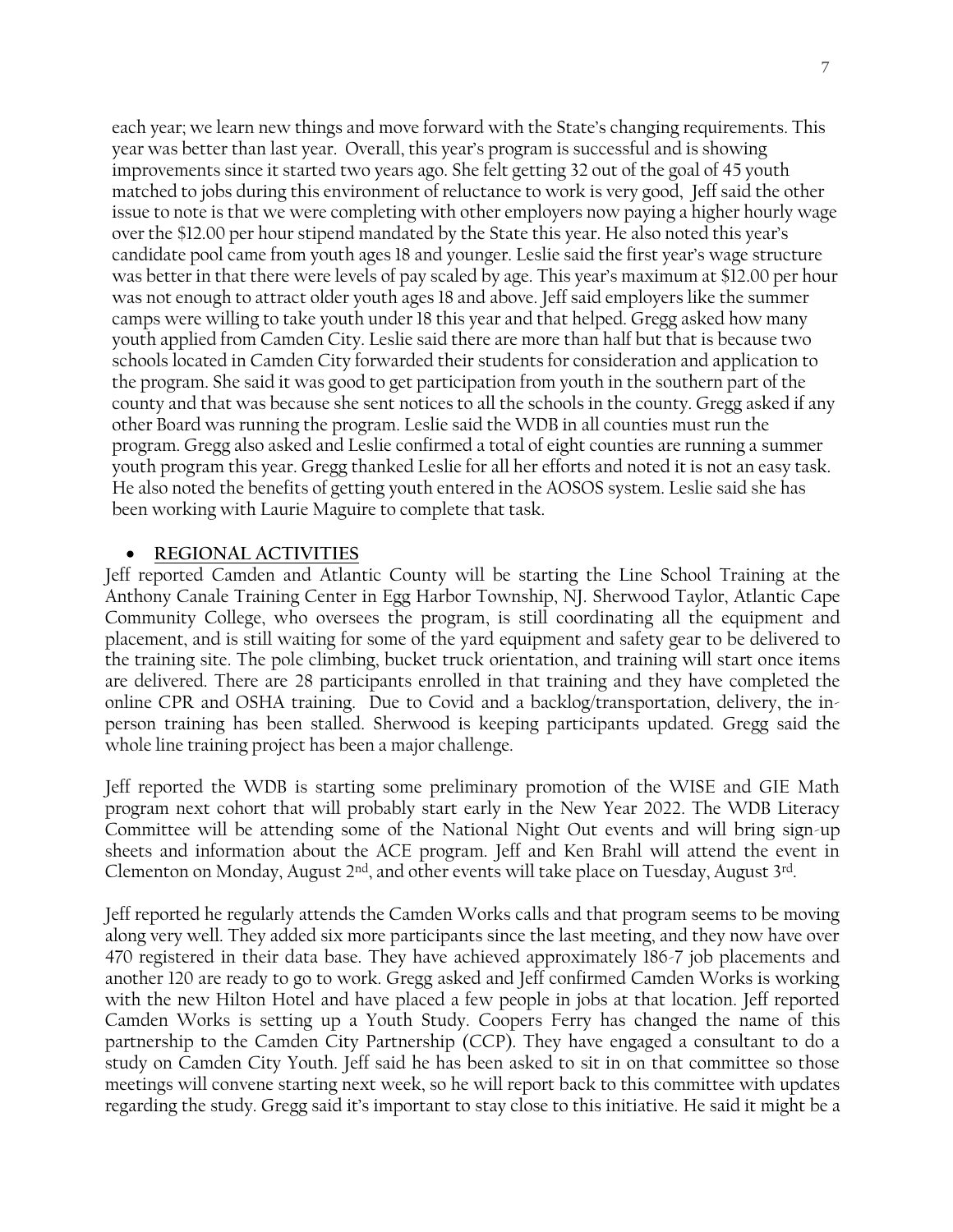each year; we learn new things and move forward with the State's changing requirements. This year was better than last year. Overall, this year's program is successful and is showing improvements since it started two years ago. She felt getting 32 out of the goal of 45 youth matched to jobs during this environment of reluctance to work is very good, Jeff said the other issue to note is that we were completing with other employers now paying a higher hourly wage over the $12.00 per hour stipend mandated by the State this year. He also noted this year's candidate pool came from youth ages 18 and younger. Leslie said the first year's wage structure was better in that there were levels of pay scaled by age. This year's maximum at $12.00 per hour was not enough to attract older youth ages 18 and above. Jeff said employers like the summer camps were willing to take youth under 18 this year and that helped. Gregg asked how many youth applied from Camden City. Leslie said there are more than half but that is because two schools located in Camden City forwarded their students for consideration and application to the program. She said it was good to get participation from youth in the southern part of the county and that was because she sent notices to all the schools in the county. Gregg asked if any other Board was running the program. Leslie said the WDB in all counties must run the program. Gregg also asked and Leslie confirmed a total of eight counties are running a summer youth program this year. Gregg thanked Leslie for all her efforts and noted it is not an easy task. He also noted the benefits of getting youth entered in the AOSOS system. Leslie said she has been working with Laurie Maguire to complete that task.

- **REGIONAL ACTIVITIES**

Jeff reported Camden and Atlantic County will be starting the Line School Training at the Anthony Canale Training Center in Egg Harbor Township, NJ. Sherwood Taylor, Atlantic Cape Community College, who oversees the program, is still coordinating all the equipment and placement, and is still waiting for some of the yard equipment and safety gear to be delivered to the training site. The pole climbing, bucket truck orientation, and training will start once items are delivered. There are 28 participants enrolled in that training and they have completed the online CPR and OSHA training. Due to Covid and a backlog/transportation, delivery, the in-person training has been stalled. Sherwood is keeping participants updated. Gregg said the whole line training project has been a major challenge.

Jeff reported the WDB is starting some preliminary promotion of the WISE and GIE Math program next cohort that will probably start early in the New Year 2022. The WDB Literacy Committee will be attending some of the National Night Out events and will bring sign-up sheets and information about the ACE program. Jeff and Ken Brahl will attend the event in Clementon on Monday, August 2nd, and other events will take place on Tuesday, August 3rd.

Jeff reported he regularly attends the Camden Works calls and that program seems to be moving along very well. They added six more participants since the last meeting, and they now have over 470 registered in their data base. They have achieved approximately 186-7 job placements and another 120 are ready to go to work. Gregg asked and Jeff confirmed Camden Works is working with the new Hilton Hotel and have placed a few people in jobs at that location. Jeff reported Camden Works is setting up a Youth Study. Coopers Ferry has changed the name of this partnership to the Camden City Partnership (CCP). They have engaged a consultant to do a study on Camden City Youth. Jeff said he has been asked to sit in on that committee so those meetings will convene starting next week, so he will report back to this committee with updates regarding the study. Gregg said it's important to stay close to this initiative. He said it might be a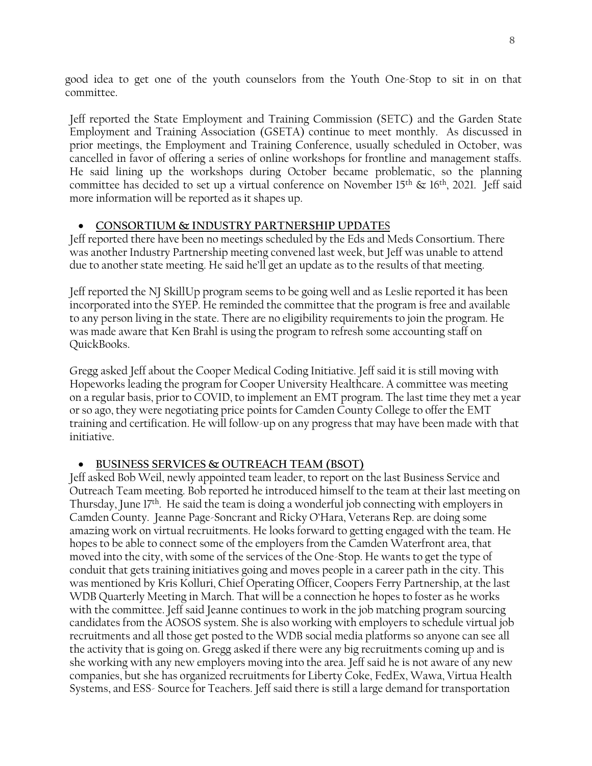good idea to get one of the youth counselors from the Youth One-Stop to sit in on that committee.

Jeff reported the State Employment and Training Commission (SETC) and the Garden State Employment and Training Association (GSETA) continue to meet monthly. As discussed in prior meetings, the Employment and Training Conference, usually scheduled in October, was cancelled in favor of offering a series of online workshops for frontline and management staffs. He said lining up the workshops during October became problematic, so the planning committee has decided to set up a virtual conference on November 15th & 16th, 2021. Jeff said more information will be reported as it shapes up.

- **CONSORTIUM & INDUSTRY PARTNERSHIP UPDATES**

Jeff reported there have been no meetings scheduled by the Eds and Meds Consortium. There was another Industry Partnership meeting convened last week, but Jeff was unable to attend due to another state meeting. He said he'll get an update as to the results of that meeting.

Jeff reported the NJ SkillUp program seems to be going well and as Leslie reported it has been incorporated into the SYEP. He reminded the committee that the program is free and available to any person living in the state. There are no eligibility requirements to join the program. He was made aware that Ken Brahl is using the program to refresh some accounting staff on QuickBooks.

Gregg asked Jeff about the Cooper Medical Coding Initiative. Jeff said it is still moving with Hopeworks leading the program for Cooper University Healthcare. A committee was meeting on a regular basis, prior to COVID, to implement an EMT program. The last time they met a year or so ago, they were negotiating price points for Camden County College to offer the EMT training and certification. He will follow-up on any progress that may have been made with that initiative.

- **BUSINESS SERVICES & OUTREACH TEAM (BSOT)**

Jeff asked Bob Weil, newly appointed team leader, to report on the last Business Service and Outreach Team meeting. Bob reported he introduced himself to the team at their last meeting on Thursday, June 17th. He said the team is doing a wonderful job connecting with employers in Camden County. Jeanne Page-Soncrant and Ricky O'Hara, Veterans Rep. are doing some amazing work on virtual recruitments. He looks forward to getting engaged with the team. He hopes to be able to connect some of the employers from the Camden Waterfront area, that moved into the city, with some of the services of the One-Stop. He wants to get the type of conduit that gets training initiatives going and moves people in a career path in the city. This was mentioned by Kris Kolluri, Chief Operating Officer, Coopers Ferry Partnership, at the last WDB Quarterly Meeting in March. That will be a connection he hopes to foster as he works with the committee. Jeff said Jeanne continues to work in the job matching program sourcing candidates from the AOSOS system. She is also working with employers to schedule virtual job recruitments and all those get posted to the WDB social media platforms so anyone can see all the activity that is going on. Gregg asked if there were any big recruitments coming up and is she working with any new employers moving into the area. Jeff said he is not aware of any new companies, but she has organized recruitments for Liberty Coke, FedEx, Wawa, Virtua Health Systems, and ESS- Source for Teachers. Jeff said there is still a large demand for transportation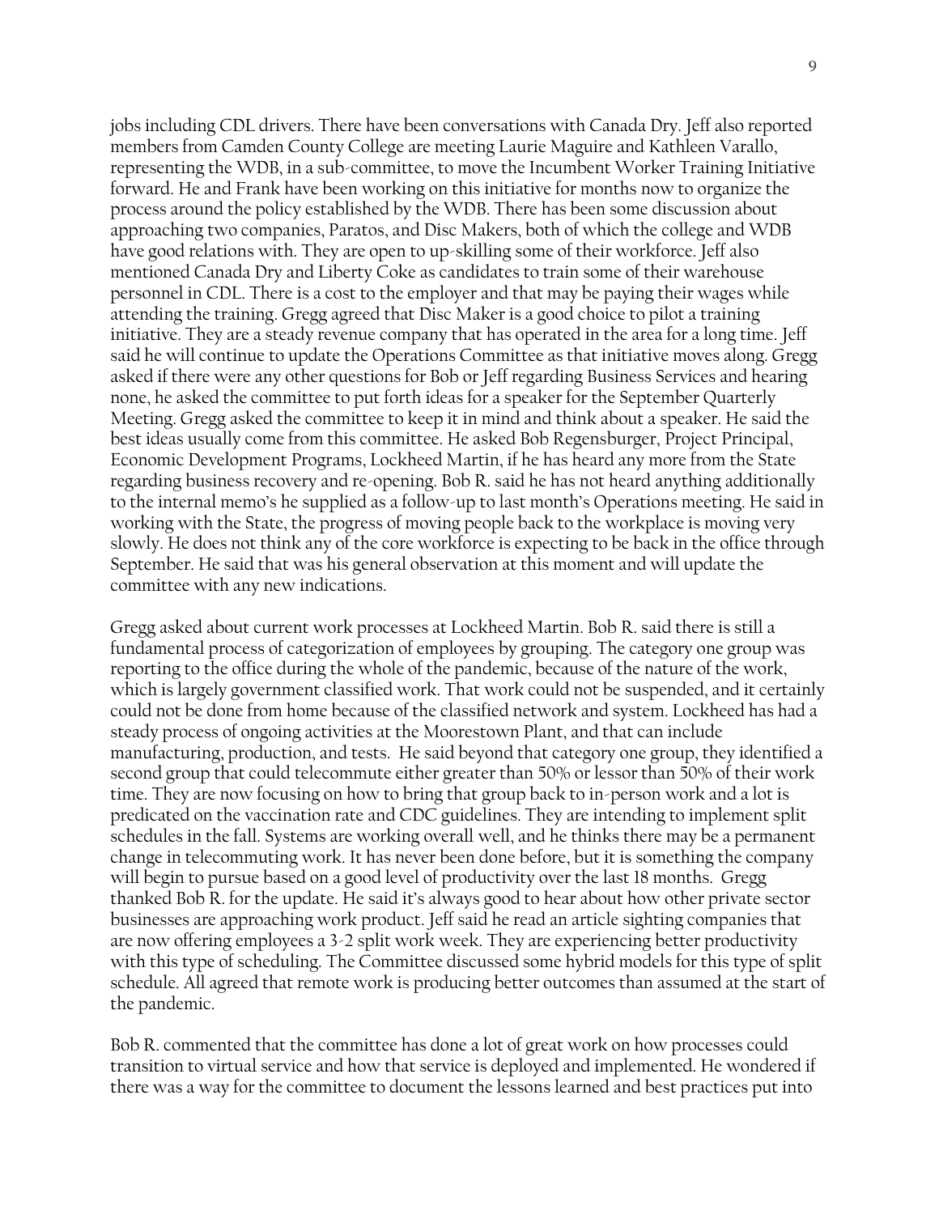jobs including CDL drivers. There have been conversations with Canada Dry. Jeff also reported members from Camden County College are meeting Laurie Maguire and Kathleen Varallo, representing the WDB, in a sub-committee, to move the Incumbent Worker Training Initiative forward. He and Frank have been working on this initiative for months now to organize the process around the policy established by the WDB. There has been some discussion about approaching two companies, Paratos, and Disc Makers, both of which the college and WDB have good relations with. They are open to up-skilling some of their workforce. Jeff also mentioned Canada Dry and Liberty Coke as candidates to train some of their warehouse personnel in CDL. There is a cost to the employer and that may be paying their wages while attending the training. Gregg agreed that Disc Maker is a good choice to pilot a training initiative. They are a steady revenue company that has operated in the area for a long time. Jeff said he will continue to update the Operations Committee as that initiative moves along. Gregg asked if there were any other questions for Bob or Jeff regarding Business Services and hearing none, he asked the committee to put forth ideas for a speaker for the September Quarterly Meeting. Gregg asked the committee to keep it in mind and think about a speaker. He said the best ideas usually come from this committee. He asked Bob Regensburger, Project Principal, Economic Development Programs, Lockheed Martin, if he has heard any more from the State regarding business recovery and re-opening. Bob R. said he has not heard anything additionally to the internal memo's he supplied as a follow-up to last month's Operations meeting. He said in working with the State, the progress of moving people back to the workplace is moving very slowly. He does not think any of the core workforce is expecting to be back in the office through September. He said that was his general observation at this moment and will update the committee with any new indications.

Gregg asked about current work processes at Lockheed Martin. Bob R. said there is still a fundamental process of categorization of employees by grouping. The category one group was reporting to the office during the whole of the pandemic, because of the nature of the work, which is largely government classified work. That work could not be suspended, and it certainly could not be done from home because of the classified network and system. Lockheed has had a steady process of ongoing activities at the Moorestown Plant, and that can include manufacturing, production, and tests. He said beyond that category one group, they identified a second group that could telecommute either greater than 50% or lessor than 50% of their work time. They are now focusing on how to bring that group back to in-person work and a lot is predicated on the vaccination rate and CDC guidelines. They are intending to implement split schedules in the fall. Systems are working overall well, and he thinks there may be a permanent change in telecommuting work. It has never been done before, but it is something the company will begin to pursue based on a good level of productivity over the last 18 months. Gregg thanked Bob R. for the update. He said it's always good to hear about how other private sector businesses are approaching work product. Jeff said he read an article sighting companies that are now offering employees a 3-2 split work week. They are experiencing better productivity with this type of scheduling. The Committee discussed some hybrid models for this type of split schedule. All agreed that remote work is producing better outcomes than assumed at the start of the pandemic.

Bob R. commented that the committee has done a lot of great work on how processes could transition to virtual service and how that service is deployed and implemented. He wondered if there was a way for the committee to document the lessons learned and best practices put into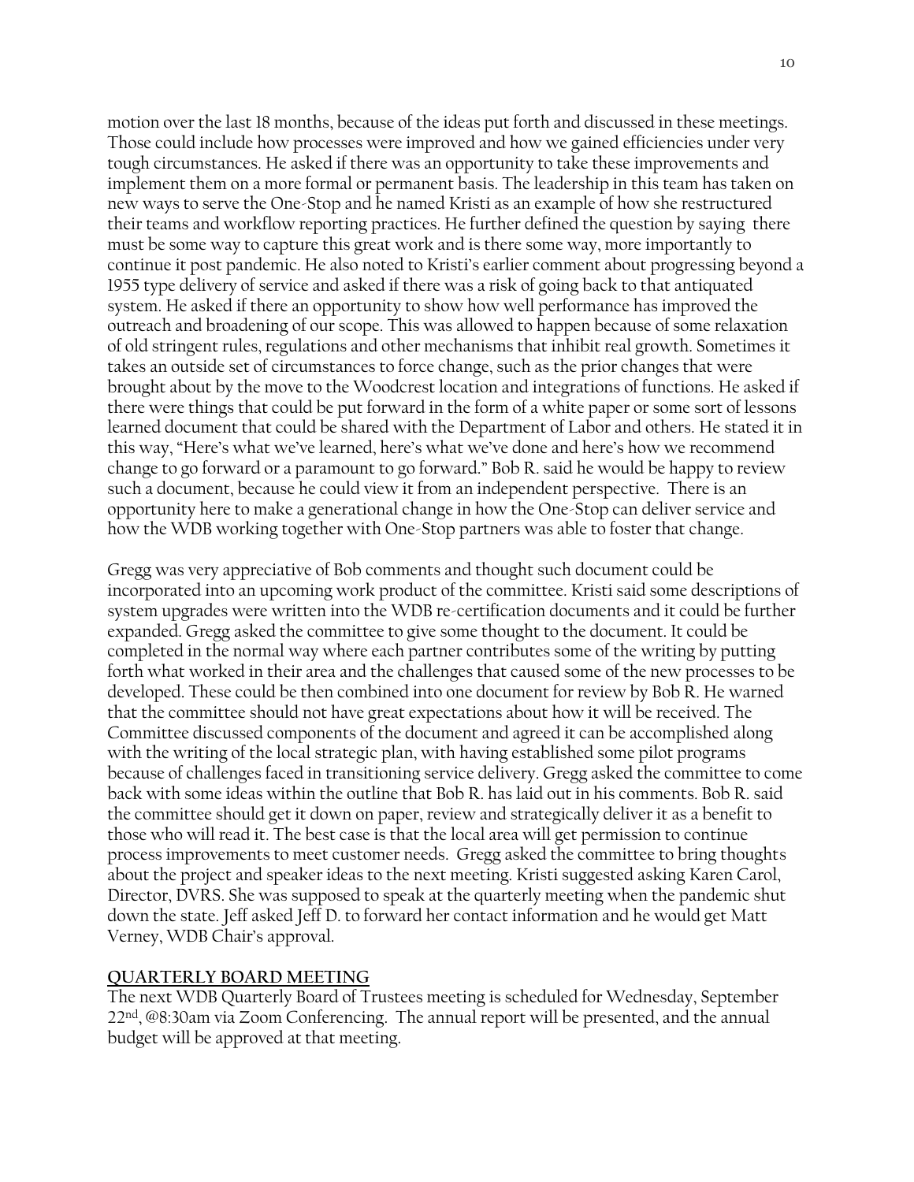motion over the last 18 months, because of the ideas put forth and discussed in these meetings. Those could include how processes were improved and how we gained efficiencies under very tough circumstances. He asked if there was an opportunity to take these improvements and implement them on a more formal or permanent basis. The leadership in this team has taken on new ways to serve the One-Stop and he named Kristi as an example of how she restructured their teams and workflow reporting practices. He further defined the question by saying there must be some way to capture this great work and is there some way, more importantly to continue it post pandemic. He also noted to Kristi's earlier comment about progressing beyond a 1955 type delivery of service and asked if there was a risk of going back to that antiquated system. He asked if there an opportunity to show how well performance has improved the outreach and broadening of our scope. This was allowed to happen because of some relaxation of old stringent rules, regulations and other mechanisms that inhibit real growth. Sometimes it takes an outside set of circumstances to force change, such as the prior changes that were brought about by the move to the Woodcrest location and integrations of functions. He asked if there were things that could be put forward in the form of a white paper or some sort of lessons learned document that could be shared with the Department of Labor and others. He stated it in this way, "Here's what we've learned, here's what we've done and here's how we recommend change to go forward or a paramount to go forward." Bob R. said he would be happy to review such a document, because he could view it from an independent perspective. There is an opportunity here to make a generational change in how the One-Stop can deliver service and how the WDB working together with One-Stop partners was able to foster that change.

Gregg was very appreciative of Bob comments and thought such document could be incorporated into an upcoming work product of the committee. Kristi said some descriptions of system upgrades were written into the WDB re-certification documents and it could be further expanded. Gregg asked the committee to give some thought to the document. It could be completed in the normal way where each partner contributes some of the writing by putting forth what worked in their area and the challenges that caused some of the new processes to be developed. These could be then combined into one document for review by Bob R. He warned that the committee should not have great expectations about how it will be received. The Committee discussed components of the document and agreed it can be accomplished along with the writing of the local strategic plan, with having established some pilot programs because of challenges faced in transitioning service delivery. Gregg asked the committee to come back with some ideas within the outline that Bob R. has laid out in his comments. Bob R. said the committee should get it down on paper, review and strategically deliver it as a benefit to those who will read it. The best case is that the local area will get permission to continue process improvements to meet customer needs. Gregg asked the committee to bring thoughts about the project and speaker ideas to the next meeting. Kristi suggested asking Karen Carol, Director, DVRS. She was supposed to speak at the quarterly meeting when the pandemic shut down the state. Jeff asked Jeff D. to forward her contact information and he would get Matt Verney, WDB Chair's approval.

## QUARTERLY BOARD MEETING

The next WDB Quarterly Board of Trustees meeting is scheduled for Wednesday, September 22nd, @8:30am via Zoom Conferencing. The annual report will be presented, and the annual budget will be approved at that meeting.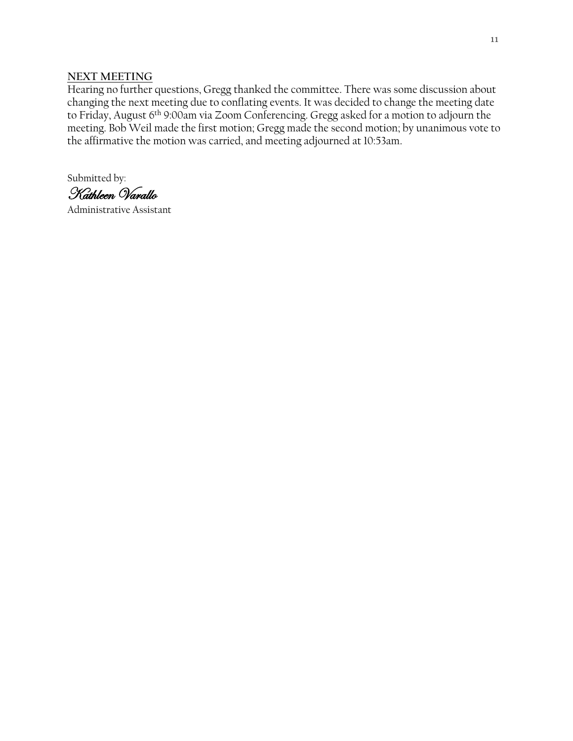## NEXT MEETING

Hearing no further questions, Gregg thanked the committee. There was some discussion about changing the next meeting due to conflating events. It was decided to change the meeting date to Friday, August 6th 9:00am via Zoom Conferencing. Gregg asked for a motion to adjourn the meeting. Bob Weil made the first motion; Gregg made the second motion; by unanimous vote to the affirmative the motion was carried, and meeting adjourned at 10:53am.

Submitted by:

*Kathleen Varallo*

Administrative Assistant